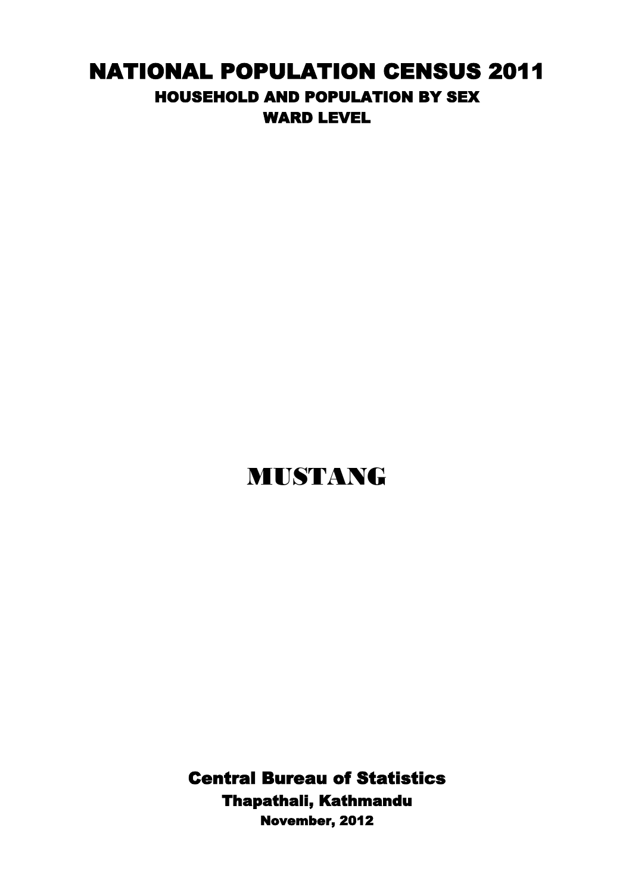# NATIONAL POPULATION CENSUS 2011

## HOUSEHOLD AND POPULATION BY SEX

### WARD LEVEL

# MUSTANG

**Central Bureau of Statistics**

**Thapathali, Kathmandu**

**November, 2012**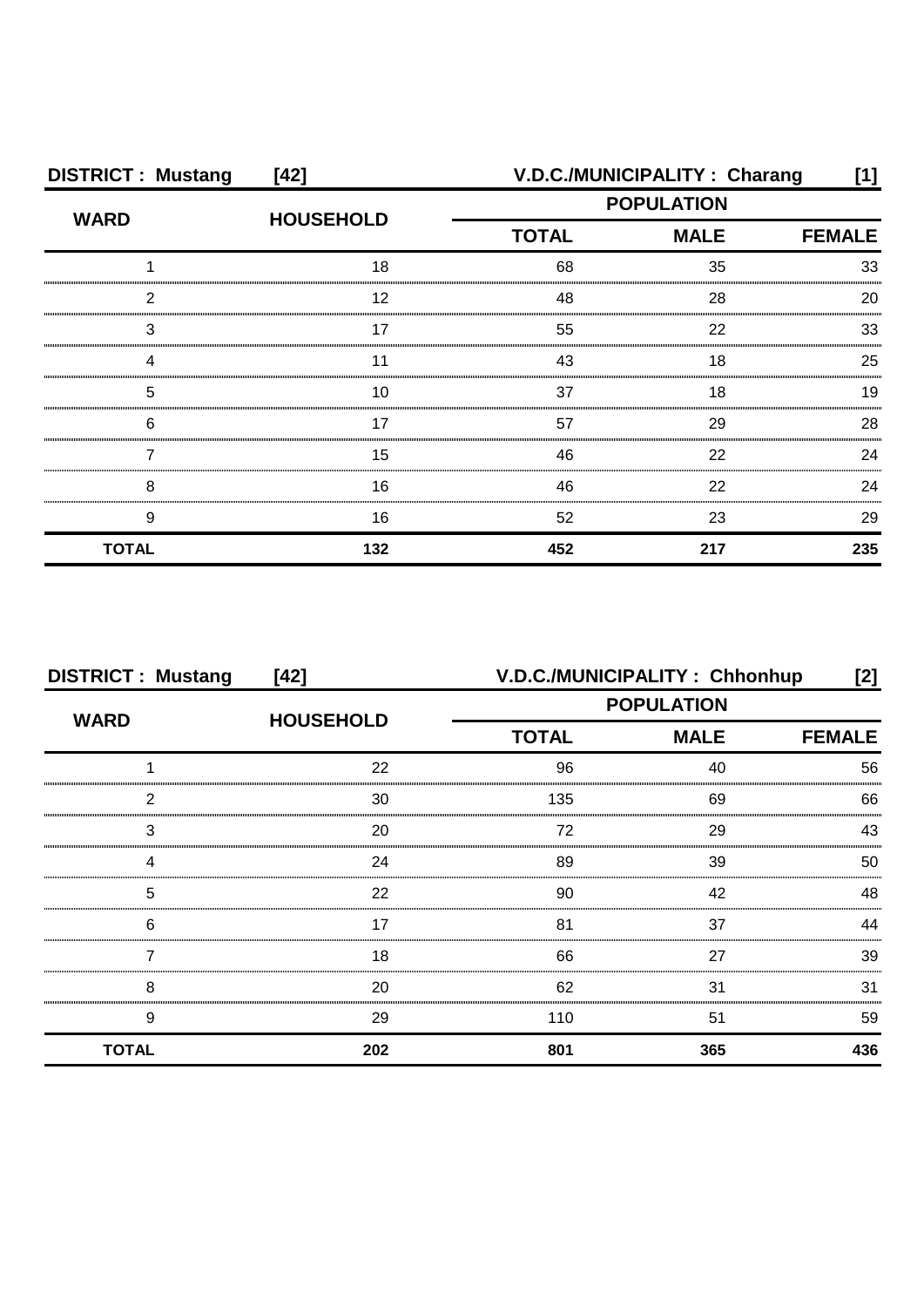**DISTRICT : Mustang [42] V.D.C./MUNICIPALITY : Charang [1]**

| WARD | HOUSEHOLD | POPULATION | | |
|---|---|---|---|---|
| | | TOTAL | MALE | FEMALE |
| 1 | 18 | 68 | 35 | 33 |
| 2 | 12 | 48 | 28 | 20 |
| 3 | 17 | 55 | 22 | 33 |
| 4 | 11 | 43 | 18 | 25 |
| 5 | 10 | 37 | 18 | 19 |
| 6 | 17 | 57 | 29 | 28 |
| 7 | 15 | 46 | 22 | 24 |
| 8 | 16 | 46 | 22 | 24 |
| 9 | 16 | 52 | 23 | 29 |
| **TOTAL** | **132** | **452** | **217** | **235** |

**DISTRICT : Mustang [42] V.D.C./MUNICIPALITY : Chhonhup [2]**

| WARD | HOUSEHOLD | POPULATION | | |
|---|---|---|---|---|
| | | TOTAL | MALE | FEMALE |
| 1 | 22 | 96 | 40 | 56 |
| 2 | 30 | 135 | 69 | 66 |
| 3 | 20 | 72 | 29 | 43 |
| 4 | 24 | 89 | 39 | 50 |
| 5 | 22 | 90 | 42 | 48 |
| 6 | 17 | 81 | 37 | 44 |
| 7 | 18 | 66 | 27 | 39 |
| 8 | 20 | 62 | 31 | 31 |
| 9 | 29 | 110 | 51 | 59 |
| **TOTAL** | **202** | **801** | **365** | **436** |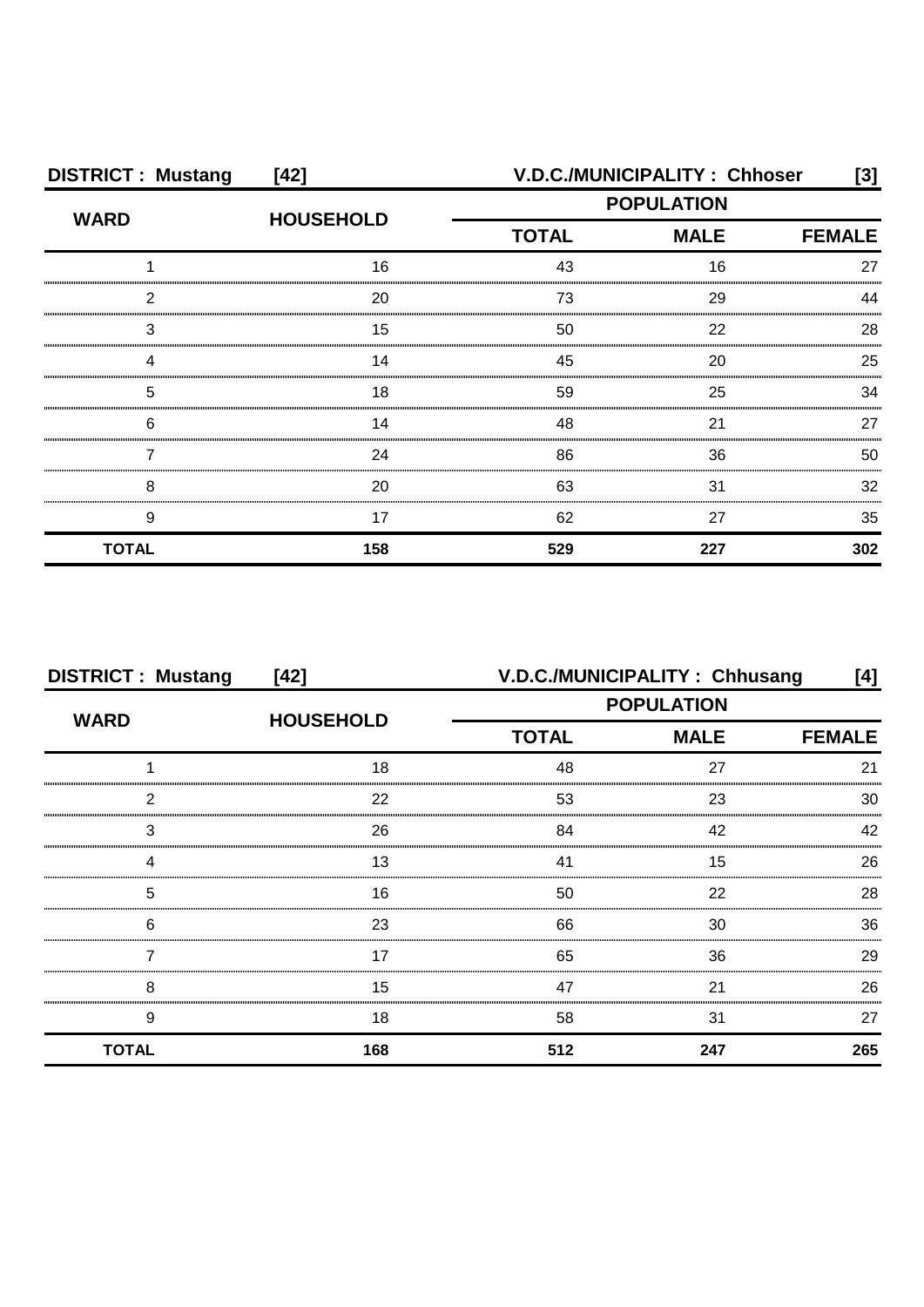**DISTRICT : Mustang [42]** **V.D.C./MUNICIPALITY : Chhoser [3]**

| WARD | HOUSEHOLD | POPULATION | | |
|---|---|---|---|---|
| | | TOTAL | MALE | FEMALE |
| 1 | 16 | 43 | 16 | 27 |
| 2 | 20 | 73 | 29 | 44 |
| 3 | 15 | 50 | 22 | 28 |
| 4 | 14 | 45 | 20 | 25 |
| 5 | 18 | 59 | 25 | 34 |
| 6 | 14 | 48 | 21 | 27 |
| 7 | 24 | 86 | 36 | 50 |
| 8 | 20 | 63 | 31 | 32 |
| 9 | 17 | 62 | 27 | 35 |
| **TOTAL** | **158** | **529** | **227** | **302** |

**DISTRICT : Mustang [42]** **V.D.C./MUNICIPALITY : Chhusang [4]**

| WARD | HOUSEHOLD | POPULATION | | |
|---|---|---|---|---|
| | | TOTAL | MALE | FEMALE |
| 1 | 18 | 48 | 27 | 21 |
| 2 | 22 | 53 | 23 | 30 |
| 3 | 26 | 84 | 42 | 42 |
| 4 | 13 | 41 | 15 | 26 |
| 5 | 16 | 50 | 22 | 28 |
| 6 | 23 | 66 | 30 | 36 |
| 7 | 17 | 65 | 36 | 29 |
| 8 | 15 | 47 | 21 | 26 |
| 9 | 18 | 58 | 31 | 27 |
| **TOTAL** | **168** | **512** | **247** | **265** |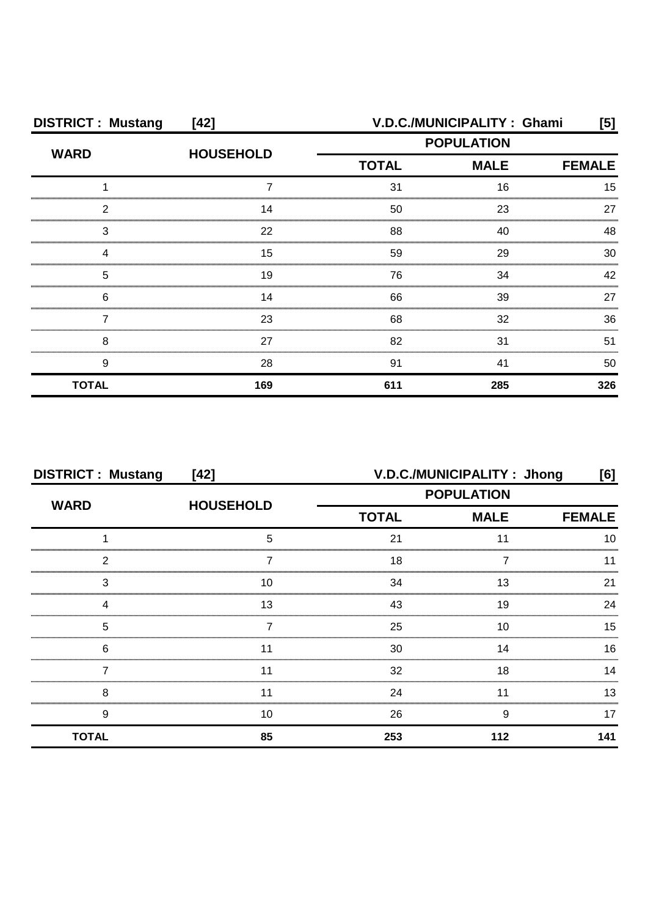**DISTRICT : Mustang [42]** **V.D.C./MUNICIPALITY : Ghami [5]**

| WARD | HOUSEHOLD | POPULATION | | |
|---|---|---|---|---|
| | | TOTAL | MALE | FEMALE |
| 1 | 7 | 31 | 16 | 15 |
| 2 | 14 | 50 | 23 | 27 |
| 3 | 22 | 88 | 40 | 48 |
| 4 | 15 | 59 | 29 | 30 |
| 5 | 19 | 76 | 34 | 42 |
| 6 | 14 | 66 | 39 | 27 |
| 7 | 23 | 68 | 32 | 36 |
| 8 | 27 | 82 | 31 | 51 |
| 9 | 28 | 91 | 41 | 50 |
| **TOTAL** | **169** | **611** | **285** | **326** |

**DISTRICT : Mustang [42]** **V.D.C./MUNICIPALITY : Jhong [6]**

| WARD | HOUSEHOLD | POPULATION | | |
|---|---|---|---|---|
| | | TOTAL | MALE | FEMALE |
| 1 | 5 | 21 | 11 | 10 |
| 2 | 7 | 18 | 7 | 11 |
| 3 | 10 | 34 | 13 | 21 |
| 4 | 13 | 43 | 19 | 24 |
| 5 | 7 | 25 | 10 | 15 |
| 6 | 11 | 30 | 14 | 16 |
| 7 | 11 | 32 | 18 | 14 |
| 8 | 11 | 24 | 11 | 13 |
| 9 | 10 | 26 | 9 | 17 |
| **TOTAL** | **85** | **253** | **112** | **141** |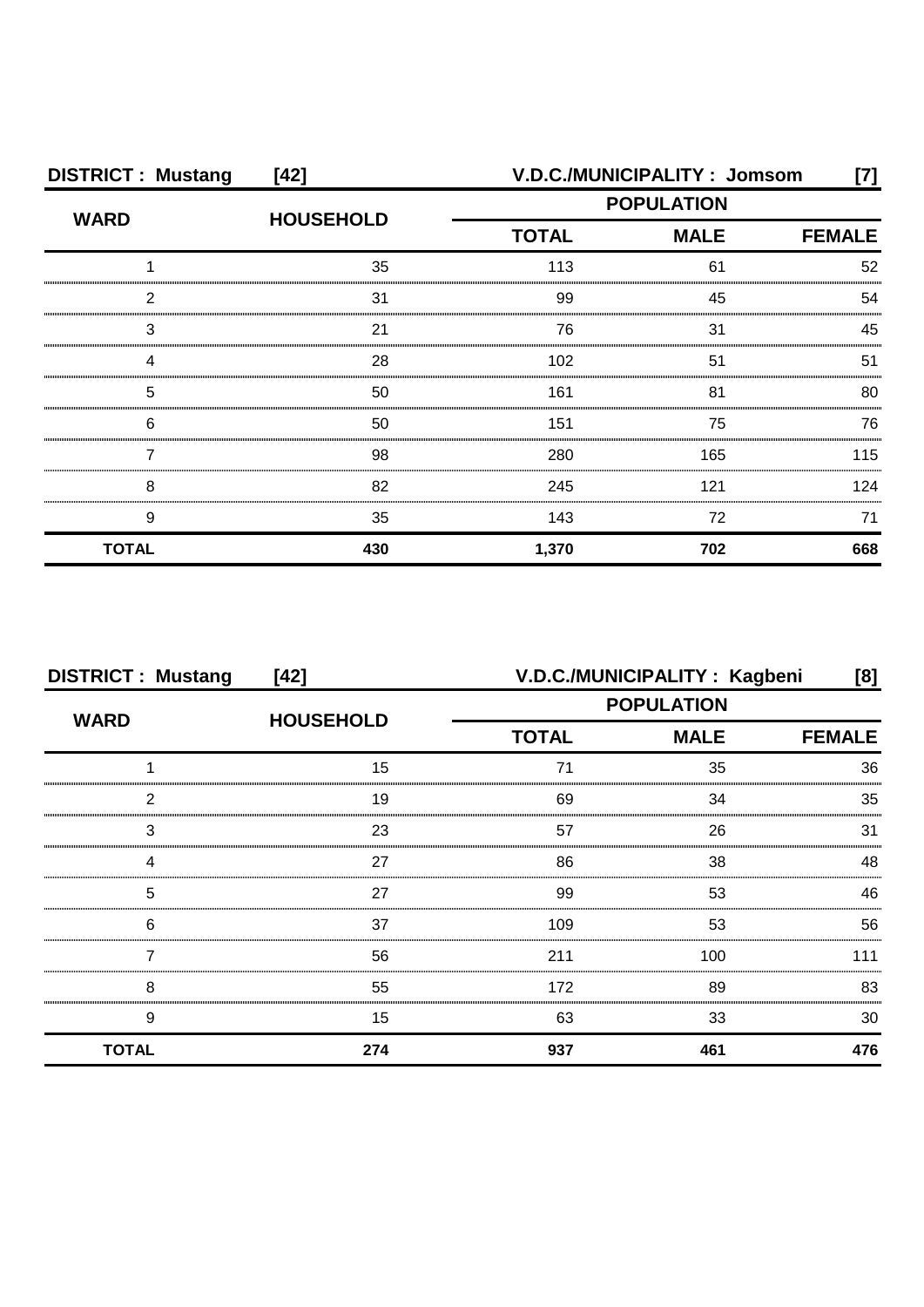| DISTRICT : Mustang | [42] | V.D.C./MUNICIPALITY : Jomsom | | [7] |
|---|---|---|---|---|
| WARD | HOUSEHOLD | POPULATION | | |
| | | TOTAL | MALE | FEMALE |
| 1 | 35 | 113 | 61 | 52 |
| 2 | 31 | 99 | 45 | 54 |
| 3 | 21 | 76 | 31 | 45 |
| 4 | 28 | 102 | 51 | 51 |
| 5 | 50 | 161 | 81 | 80 |
| 6 | 50 | 151 | 75 | 76 |
| 7 | 98 | 280 | 165 | 115 |
| 8 | 82 | 245 | 121 | 124 |
| 9 | 35 | 143 | 72 | 71 |
| **TOTAL** | **430** | **1,370** | **702** | **668** |

| DISTRICT : Mustang | [42] | V.D.C./MUNICIPALITY : Kagbeni | | [8] |
|---|---|---|---|---|
| WARD | HOUSEHOLD | POPULATION | | |
| | | TOTAL | MALE | FEMALE |
| 1 | 15 | 71 | 35 | 36 |
| 2 | 19 | 69 | 34 | 35 |
| 3 | 23 | 57 | 26 | 31 |
| 4 | 27 | 86 | 38 | 48 |
| 5 | 27 | 99 | 53 | 46 |
| 6 | 37 | 109 | 53 | 56 |
| 7 | 56 | 211 | 100 | 111 |
| 8 | 55 | 172 | 89 | 83 |
| 9 | 15 | 63 | 33 | 30 |
| **TOTAL** | **274** | **937** | **461** | **476** |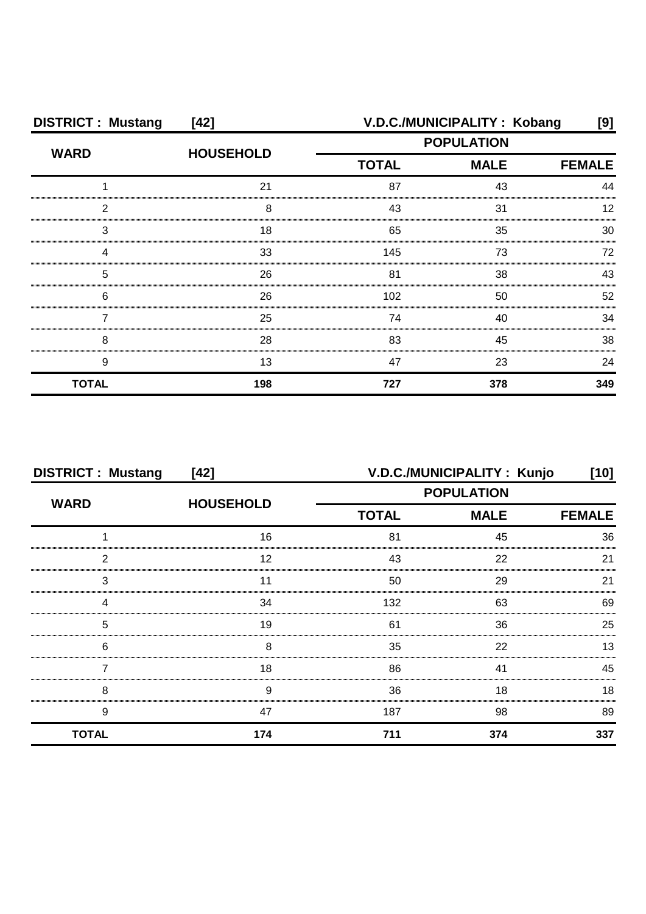**DISTRICT : Mustang [42] V.D.C./MUNICIPALITY : Kobang [9]**

| WARD | HOUSEHOLD | POPULATION | | |
|---|---|---|---|---|
| | | TOTAL | MALE | FEMALE |
| 1 | 21 | 87 | 43 | 44 |
| 2 | 8 | 43 | 31 | 12 |
| 3 | 18 | 65 | 35 | 30 |
| 4 | 33 | 145 | 73 | 72 |
| 5 | 26 | 81 | 38 | 43 |
| 6 | 26 | 102 | 50 | 52 |
| 7 | 25 | 74 | 40 | 34 |
| 8 | 28 | 83 | 45 | 38 |
| 9 | 13 | 47 | 23 | 24 |
| **TOTAL** | **198** | **727** | **378** | **349** |

**DISTRICT : Mustang [42] V.D.C./MUNICIPALITY : Kunjo [10]**

| WARD | HOUSEHOLD | POPULATION | | |
|---|---|---|---|---|
| | | TOTAL | MALE | FEMALE |
| 1 | 16 | 81 | 45 | 36 |
| 2 | 12 | 43 | 22 | 21 |
| 3 | 11 | 50 | 29 | 21 |
| 4 | 34 | 132 | 63 | 69 |
| 5 | 19 | 61 | 36 | 25 |
| 6 | 8 | 35 | 22 | 13 |
| 7 | 18 | 86 | 41 | 45 |
| 8 | 9 | 36 | 18 | 18 |
| 9 | 47 | 187 | 98 | 89 |
| **TOTAL** | **174** | **711** | **374** | **337** |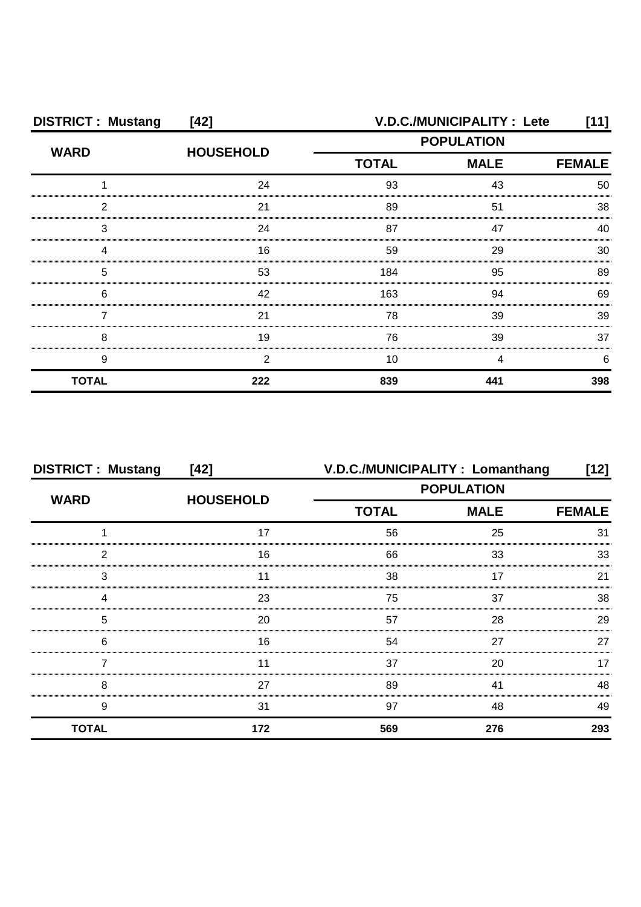| DISTRICT : Mustang | [42] | V.D.C./MUNICIPALITY : Lete | | [11] |
|---|---|---|---|---|
| WARD | HOUSEHOLD | POPULATION | | |
| | | TOTAL | MALE | FEMALE |
| 1 | 24 | 93 | 43 | 50 |
| 2 | 21 | 89 | 51 | 38 |
| 3 | 24 | 87 | 47 | 40 |
| 4 | 16 | 59 | 29 | 30 |
| 5 | 53 | 184 | 95 | 89 |
| 6 | 42 | 163 | 94 | 69 |
| 7 | 21 | 78 | 39 | 39 |
| 8 | 19 | 76 | 39 | 37 |
| 9 | 2 | 10 | 4 | 6 |
| **TOTAL** | **222** | **839** | **441** | **398** |

| DISTRICT : Mustang | [42] | V.D.C./MUNICIPALITY : Lomanthang | | [12] |
|---|---|---|---|---|
| WARD | HOUSEHOLD | POPULATION | | |
| | | TOTAL | MALE | FEMALE |
| 1 | 17 | 56 | 25 | 31 |
| 2 | 16 | 66 | 33 | 33 |
| 3 | 11 | 38 | 17 | 21 |
| 4 | 23 | 75 | 37 | 38 |
| 5 | 20 | 57 | 28 | 29 |
| 6 | 16 | 54 | 27 | 27 |
| 7 | 11 | 37 | 20 | 17 |
| 8 | 27 | 89 | 41 | 48 |
| 9 | 31 | 97 | 48 | 49 |
| **TOTAL** | **172** | **569** | **276** | **293** |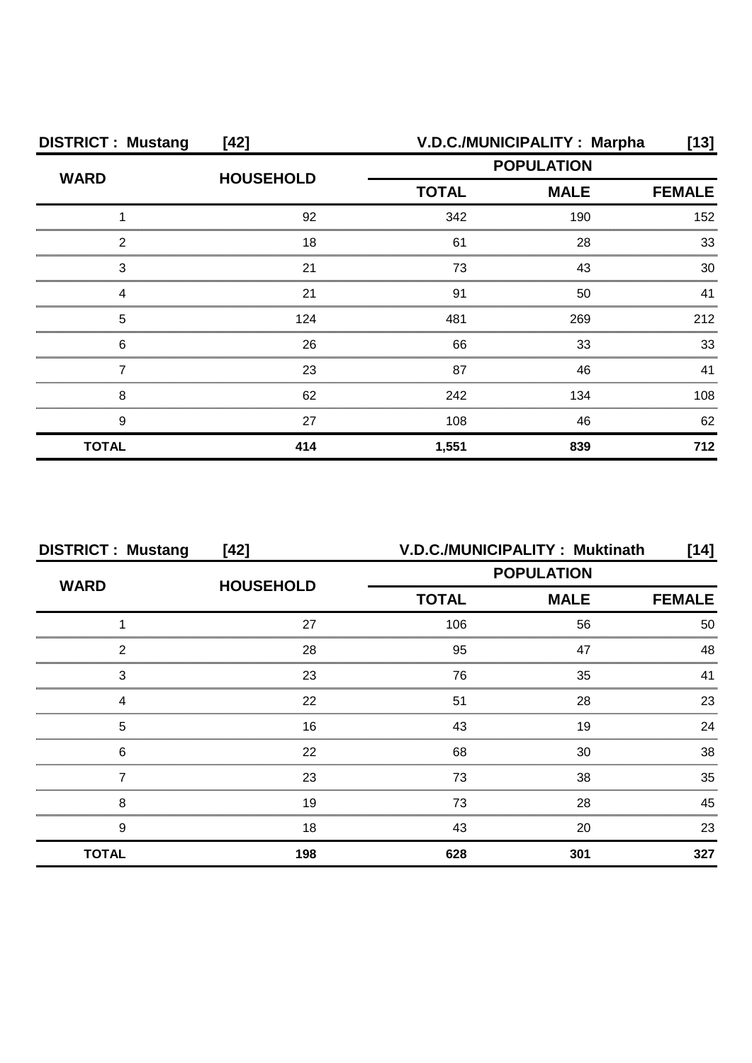**DISTRICT : Mustang [42] V.D.C./MUNICIPALITY : Marpha [13]**

| WARD | HOUSEHOLD | POPULATION | | |
|---|---|---|---|---|
| | | TOTAL | MALE | FEMALE |
| 1 | 92 | 342 | 190 | 152 |
| 2 | 18 | 61 | 28 | 33 |
| 3 | 21 | 73 | 43 | 30 |
| 4 | 21 | 91 | 50 | 41 |
| 5 | 124 | 481 | 269 | 212 |
| 6 | 26 | 66 | 33 | 33 |
| 7 | 23 | 87 | 46 | 41 |
| 8 | 62 | 242 | 134 | 108 |
| 9 | 27 | 108 | 46 | 62 |
| **TOTAL** | **414** | **1,551** | **839** | **712** |

**DISTRICT : Mustang [42] V.D.C./MUNICIPALITY : Muktinath [14]**

| WARD | HOUSEHOLD | POPULATION | | |
|---|---|---|---|---|
| | | TOTAL | MALE | FEMALE |
| 1 | 27 | 106 | 56 | 50 |
| 2 | 28 | 95 | 47 | 48 |
| 3 | 23 | 76 | 35 | 41 |
| 4 | 22 | 51 | 28 | 23 |
| 5 | 16 | 43 | 19 | 24 |
| 6 | 22 | 68 | 30 | 38 |
| 7 | 23 | 73 | 38 | 35 |
| 8 | 19 | 73 | 28 | 45 |
| 9 | 18 | 43 | 20 | 23 |
| **TOTAL** | **198** | **628** | **301** | **327** |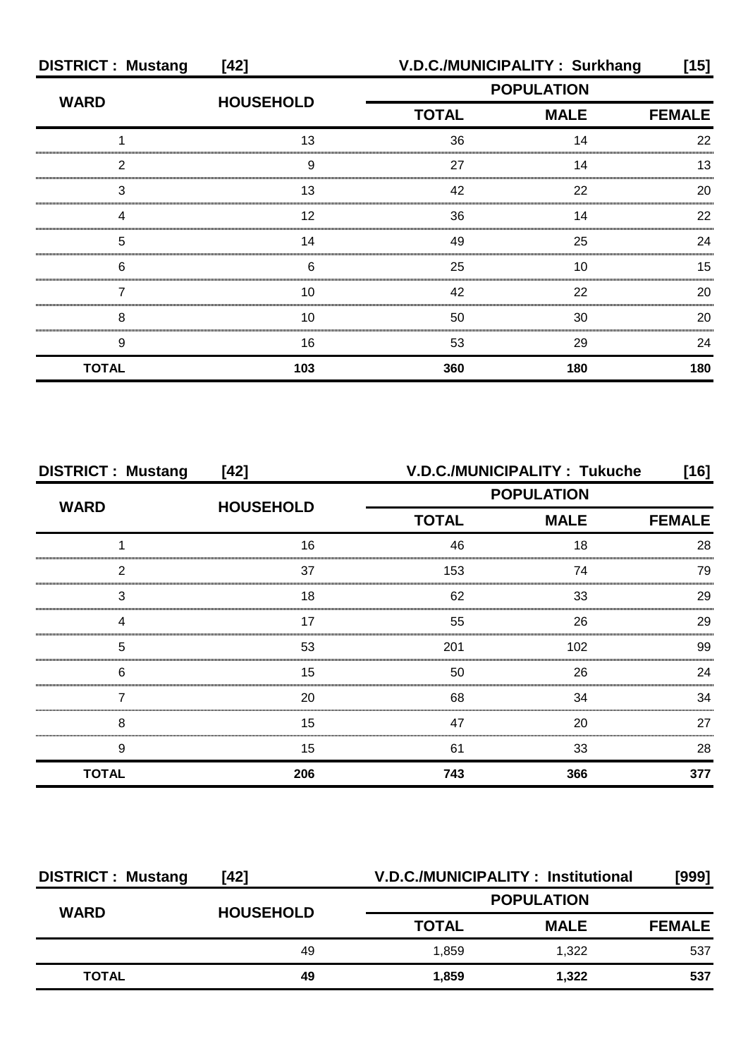**DISTRICT : Mustang [42]** **V.D.C./MUNICIPALITY : Surkhang [15]**

| WARD | HOUSEHOLD | POPULATION | | |
|---|---|---|---|---|
| | | TOTAL | MALE | FEMALE |
| 1 | 13 | 36 | 14 | 22 |
| 2 | 9 | 27 | 14 | 13 |
| 3 | 13 | 42 | 22 | 20 |
| 4 | 12 | 36 | 14 | 22 |
| 5 | 14 | 49 | 25 | 24 |
| 6 | 6 | 25 | 10 | 15 |
| 7 | 10 | 42 | 22 | 20 |
| 8 | 10 | 50 | 30 | 20 |
| 9 | 16 | 53 | 29 | 24 |
| **TOTAL** | **103** | **360** | **180** | **180** |

**DISTRICT : Mustang [42]** **V.D.C./MUNICIPALITY : Tukuche [16]**

| WARD | HOUSEHOLD | POPULATION | | |
|---|---|---|---|---|
| | | TOTAL | MALE | FEMALE |
| 1 | 16 | 46 | 18 | 28 |
| 2 | 37 | 153 | 74 | 79 |
| 3 | 18 | 62 | 33 | 29 |
| 4 | 17 | 55 | 26 | 29 |
| 5 | 53 | 201 | 102 | 99 |
| 6 | 15 | 50 | 26 | 24 |
| 7 | 20 | 68 | 34 | 34 |
| 8 | 15 | 47 | 20 | 27 |
| 9 | 15 | 61 | 33 | 28 |
| **TOTAL** | **206** | **743** | **366** | **377** |

**DISTRICT : Mustang [42]** **V.D.C./MUNICIPALITY : Institutional [999]**

| WARD | HOUSEHOLD | POPULATION | | |
|---|---|---|---|---|
| | | TOTAL | MALE | FEMALE |
| | 49 | 1,859 | 1,322 | 537 |
| **TOTAL** | **49** | **1,859** | **1,322** | **537** |